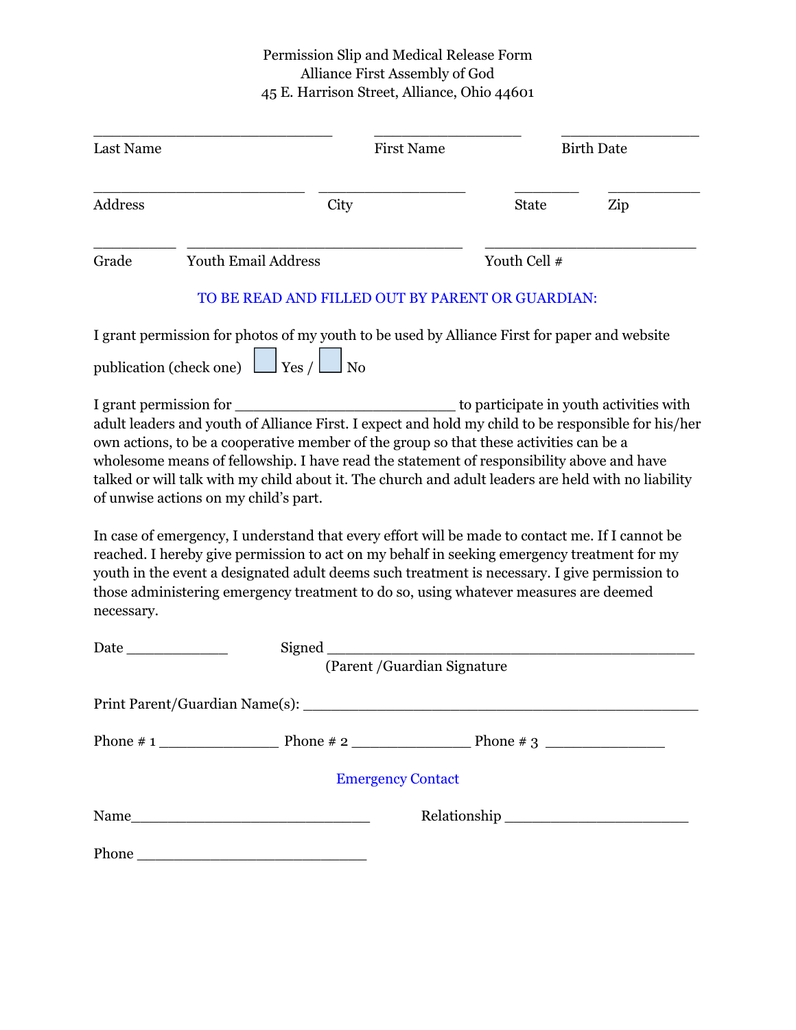Permission Slip and Medical Release Form
Alliance First Assembly of God
45 E. Harrison Street, Alliance, Ohio 44601

| \_\_\_\_\_\_\_\_\_\_\_\_\_\_\_\_\_\_\_\_\_\_\_\_\_\_ | \_\_\_\_\_\_\_\_\_\_\_\_\_\_\_\_ | \_\_\_\_\_\_\_\_\_\_\_\_\_\_\_ |
|---|---|---|
| Last Name | First Name | Birth Date |

| \_\_\_\_\_\_\_\_\_\_\_\_\_\_\_\_\_\_\_\_\_\_\_ | \_\_\_\_\_\_\_\_\_\_\_\_\_\_\_\_ | \_\_\_\_\_\_\_ | \_\_\_\_\_\_\_\_\_\_ |
|---|---|---|---|
| Address | City | State | Zip |

| \_\_\_\_\_\_\_\_\_ | \_\_\_\_\_\_\_\_\_\_\_\_\_\_\_\_\_\_\_\_\_\_\_\_\_\_\_\_\_\_ | \_\_\_\_\_\_\_\_\_\_\_\_\_\_\_\_\_\_\_\_\_\_\_ |
|---|---|---|
| Grade | Youth Email Address | Youth Cell # |

TO BE READ AND FILLED OUT BY PARENT OR GUARDIAN:

I grant permission for photos of my youth to be used by Alliance First for paper and website publication (check one) ☐ Yes / ☐ No

I grant permission for \_\_\_\_\_\_\_\_\_\_\_\_\_\_\_\_\_\_\_\_\_\_\_\_\_ to participate in youth activities with adult leaders and youth of Alliance First. I expect and hold my child to be responsible for his/her own actions, to be a cooperative member of the group so that these activities can be a wholesome means of fellowship. I have read the statement of responsibility above and have talked or will talk with my child about it. The church and adult leaders are held with no liability of unwise actions on my child's part.

In case of emergency, I understand that every effort will be made to contact me. If I cannot be reached. I hereby give permission to act on my behalf in seeking emergency treatment for my youth in the event a designated adult deems such treatment is necessary. I give permission to those administering emergency treatment to do so, using whatever measures are deemed necessary.

Date \_\_\_\_\_\_\_\_\_\_\_\_ Signed \_\_\_\_\_\_\_\_\_\_\_\_\_\_\_\_\_\_\_\_\_\_\_\_\_\_\_\_\_\_\_\_\_\_\_\_\_\_\_\_\_\_\_\_
(Parent /Guardian Signature

Print Parent/Guardian Name(s): \_\_\_\_\_\_\_\_\_\_\_\_\_\_\_\_\_\_\_\_\_\_\_\_\_\_\_\_\_\_\_\_\_\_\_\_\_\_\_\_\_\_\_\_

Phone # 1 \_\_\_\_\_\_\_\_\_\_\_\_\_\_ Phone # 2 \_\_\_\_\_\_\_\_\_\_\_\_\_\_ Phone # 3 \_\_\_\_\_\_\_\_\_\_\_\_\_\_

Emergency Contact

Name\_\_\_\_\_\_\_\_\_\_\_\_\_\_\_\_\_\_\_\_\_\_\_\_\_\_\_\_ Relationship \_\_\_\_\_\_\_\_\_\_\_\_\_\_\_\_\_\_\_\_\_\_

Phone \_\_\_\_\_\_\_\_\_\_\_\_\_\_\_\_\_\_\_\_\_\_\_\_\_\_\_\_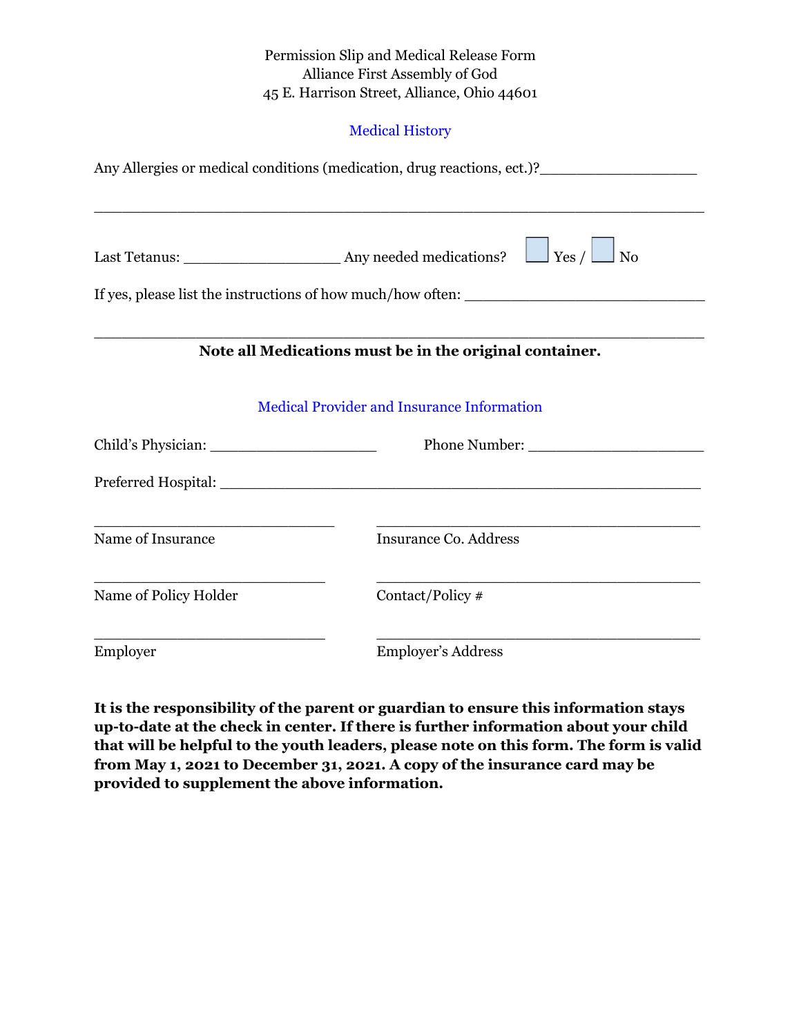Permission Slip and Medical Release Form
Alliance First Assembly of God
45 E. Harrison Street, Alliance, Ohio 44601

## Medical History

Any Allergies or medical conditions (medication, drug reactions, ect.)?___________________

_________________________________________________________________________

Last Tetanus: ___________________ Any needed medications? ☐ Yes / ☐ No

If yes, please list the instructions of how much/how often: _____________________________

_________________________________________________________________________

**Note all Medications must be in the original container.**

## Medical Provider and Insurance Information

Child's Physician: ____________________ Phone Number: _____________________

Preferred Hospital: _______________________________________________________

| | |
|---|---|
| _____________________________ | ________________________________________ |
| Name of Insurance | Insurance Co. Address |
| ____________________________ | ________________________________________ |
| Name of Policy Holder | Contact/Policy # |
| ____________________________ | ________________________________________ |
| Employer | Employer's Address |

**It is the responsibility of the parent or guardian to ensure this information stays up-to-date at the check in center. If there is further information about your child that will be helpful to the youth leaders, please note on this form. The form is valid from May 1, 2021 to December 31, 2021. A copy of the insurance card may be provided to supplement the above information.**